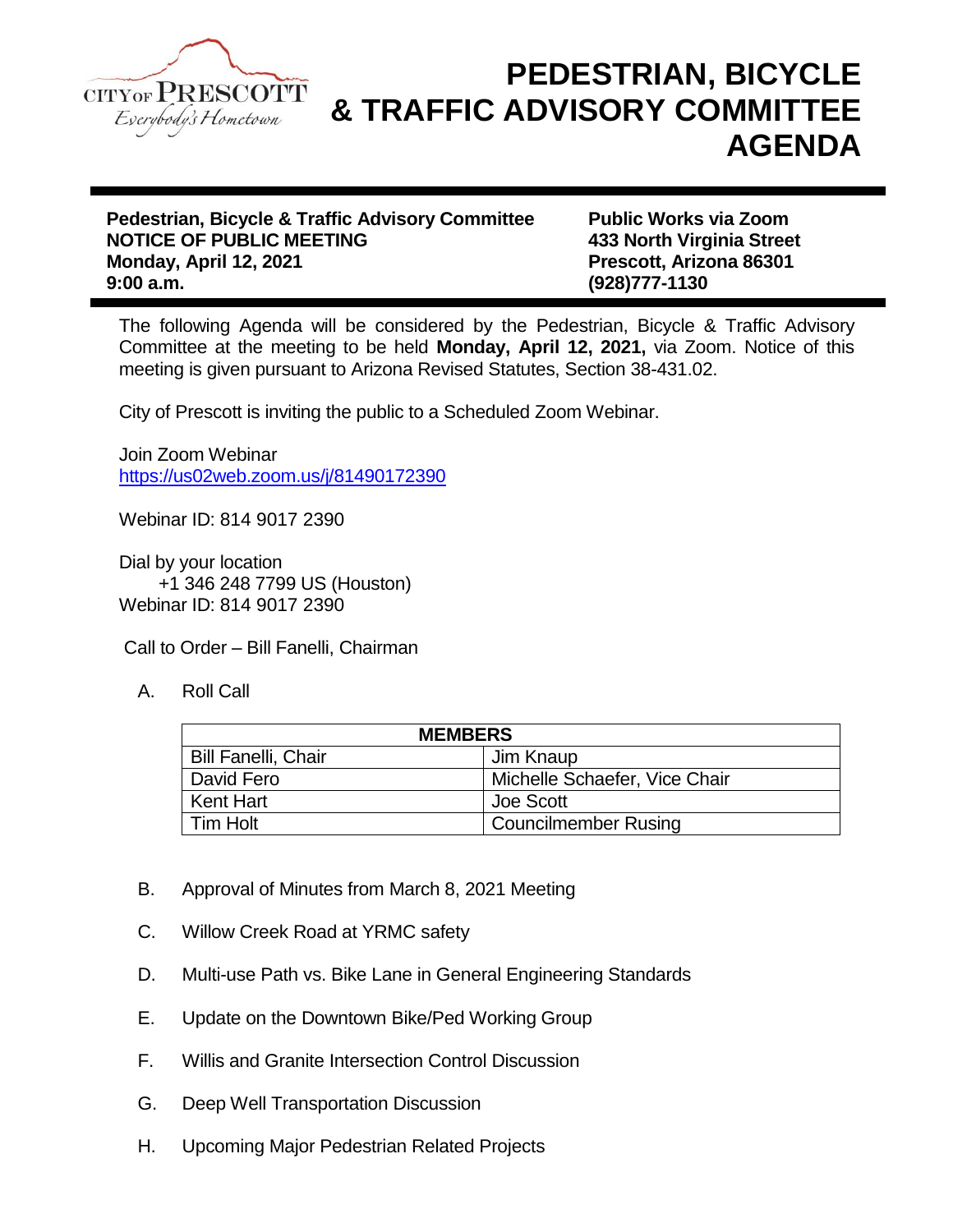CITY OF PRESCOTT
*Everybody's Hometown*

# PEDESTRIAN, BICYCLE & TRAFFIC ADVISORY COMMITTEE AGENDA

**Pedestrian, Bicycle & Traffic Advisory Committee**
**NOTICE OF PUBLIC MEETING**
**Monday, April 12, 2021**
**9:00 a.m.**

**Public Works via Zoom**
**433 North Virginia Street**
**Prescott, Arizona 86301**
**(928)777-1130**

The following Agenda will be considered by the Pedestrian, Bicycle & Traffic Advisory Committee at the meeting to be held **Monday, April 12, 2021,** via Zoom. Notice of this meeting is given pursuant to Arizona Revised Statutes, Section 38-431.02.

City of Prescott is inviting the public to a Scheduled Zoom Webinar.

Join Zoom Webinar
https://us02web.zoom.us/j/81490172390

Webinar ID: 814 9017 2390

Dial by your location
+1 346 248 7799 US (Houston)
Webinar ID: 814 9017 2390

Call to Order – Bill Fanelli, Chairman

A. Roll Call

| MEMBERS | |
|---|---|
| Bill Fanelli, Chair | Jim Knaup |
| David Fero | Michelle Schaefer, Vice Chair |
| Kent Hart | Joe Scott |
| Tim Holt | Councilmember Rusing |

B. Approval of Minutes from March 8, 2021 Meeting

C. Willow Creek Road at YRMC safety

D. Multi-use Path vs. Bike Lane in General Engineering Standards

E. Update on the Downtown Bike/Ped Working Group

F. Willis and Granite Intersection Control Discussion

G. Deep Well Transportation Discussion

H. Upcoming Major Pedestrian Related Projects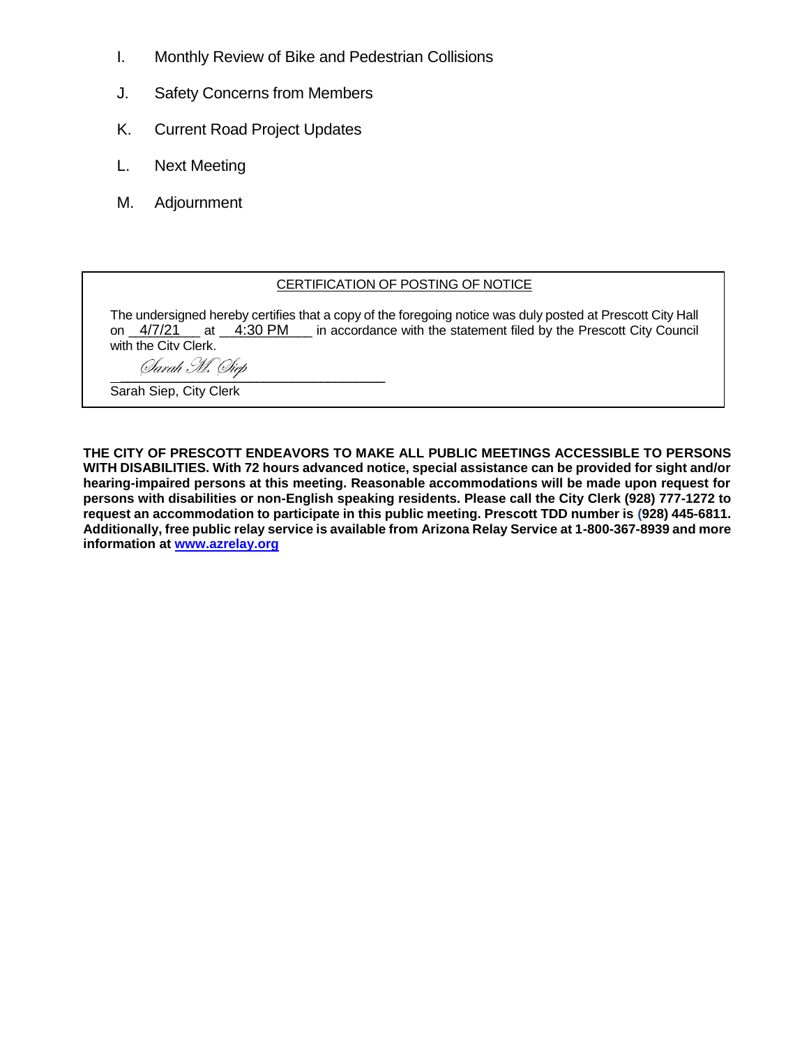I. Monthly Review of Bike and Pedestrian Collisions

J. Safety Concerns from Members

K. Current Road Project Updates

L. Next Meeting

M. Adjournment

CERTIFICATION OF POSTING OF NOTICE

The undersigned hereby certifies that a copy of the foregoing notice was duly posted at Prescott City Hall on 4/7/21 at 4:30 PM in accordance with the statement filed by the Prescott City Council with the City Clerk.

*Sarah M. Siep*

Sarah Siep, City Clerk

**THE CITY OF PRESCOTT ENDEAVORS TO MAKE ALL PUBLIC MEETINGS ACCESSIBLE TO PERSONS WITH DISABILITIES. With 72 hours advanced notice, special assistance can be provided for sight and/or hearing-impaired persons at this meeting. Reasonable accommodations will be made upon request for persons with disabilities or non-English speaking residents. Please call the City Clerk (928) 777-1272 to request an accommodation to participate in this public meeting. Prescott TDD number is (928) 445-6811. Additionally, free public relay service is available from Arizona Relay Service at 1-800-367-8939 and more information at www.azrelay.org**